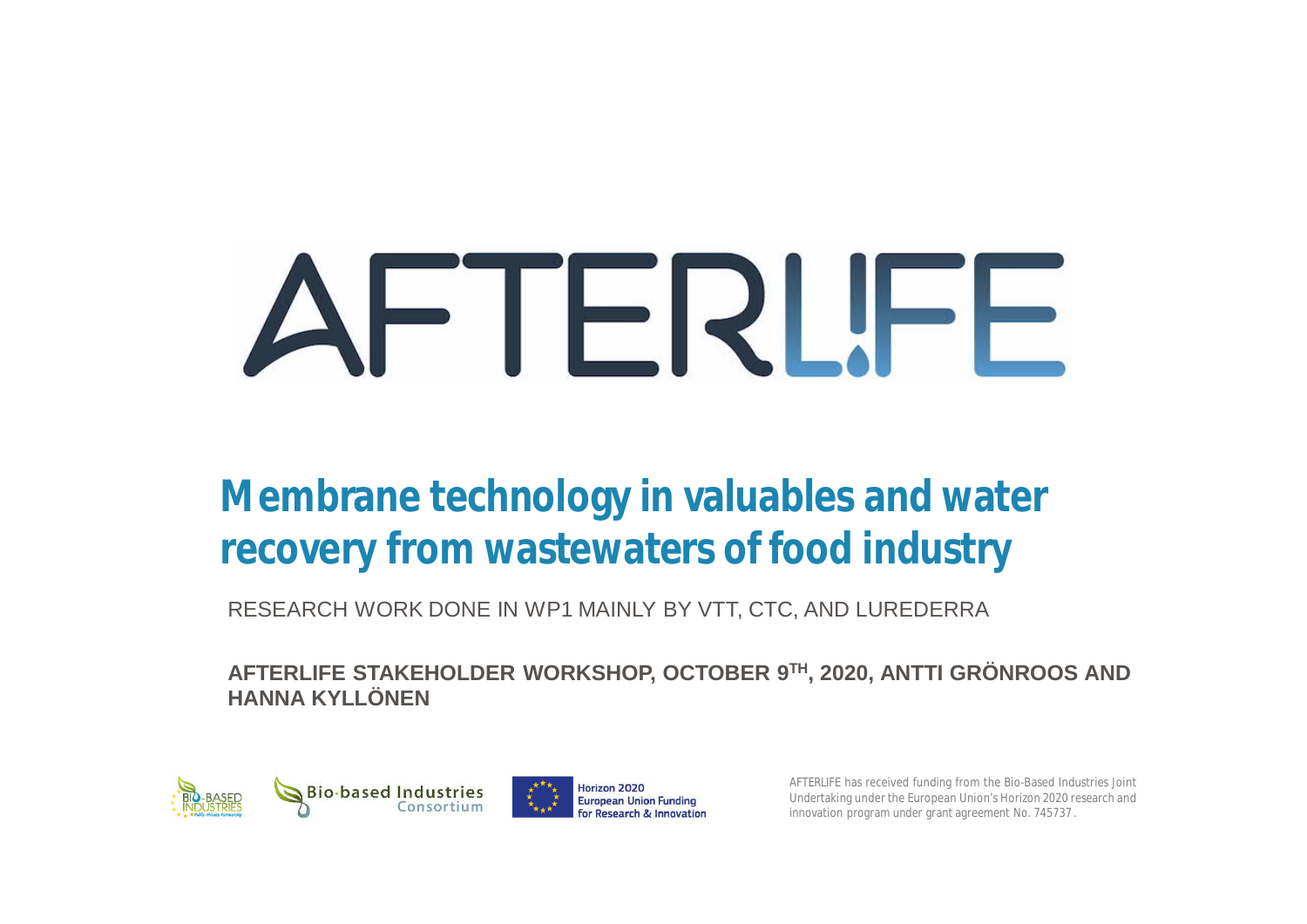# AFTERLIFE

## Membrane technology in valuables and water recovery from wastewaters of food industry

RESEARCH WORK DONE IN WP1 MAINLY BY VTT, CTC, AND LUREDERRA

**AFTERLIFE STAKEHOLDER WORKSHOP, OCTOBER 9TH, 2020, ANTTI GRÖNROOS AND HANNA KYLLÖNEN**

Bio-based Industries Consortium

Horizon 2020 European Union Funding for Research & Innovation

AFTERLIFE has received funding from the Bio-Based Industries Joint Undertaking under the European Union's Horizon 2020 research and innovation program under grant agreement No. 745737.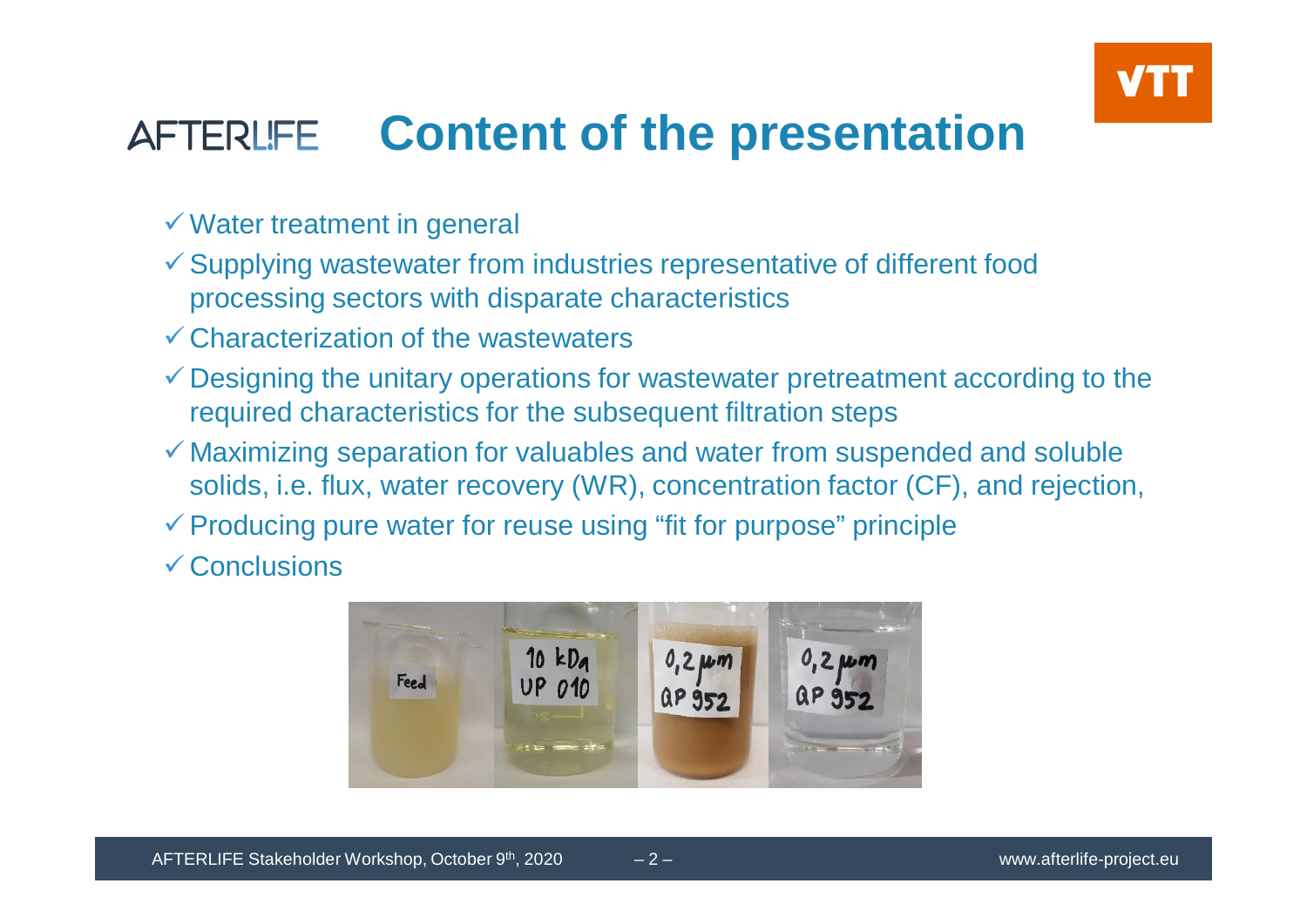# Content of the presentation

- ✓ Water treatment in general
- ✓ Supplying wastewater from industries representative of different food processing sectors with disparate characteristics
- ✓ Characterization of the wastewaters
- ✓ Designing the unitary operations for wastewater pretreatment according to the required characteristics for the subsequent filtration steps
- ✓ Maximizing separation for valuables and water from suspended and soluble solids, i.e. flux, water recovery (WR), concentration factor (CF), and rejection,
- ✓ Producing pure water for reuse using "fit for purpose" principle
- ✓ Conclusions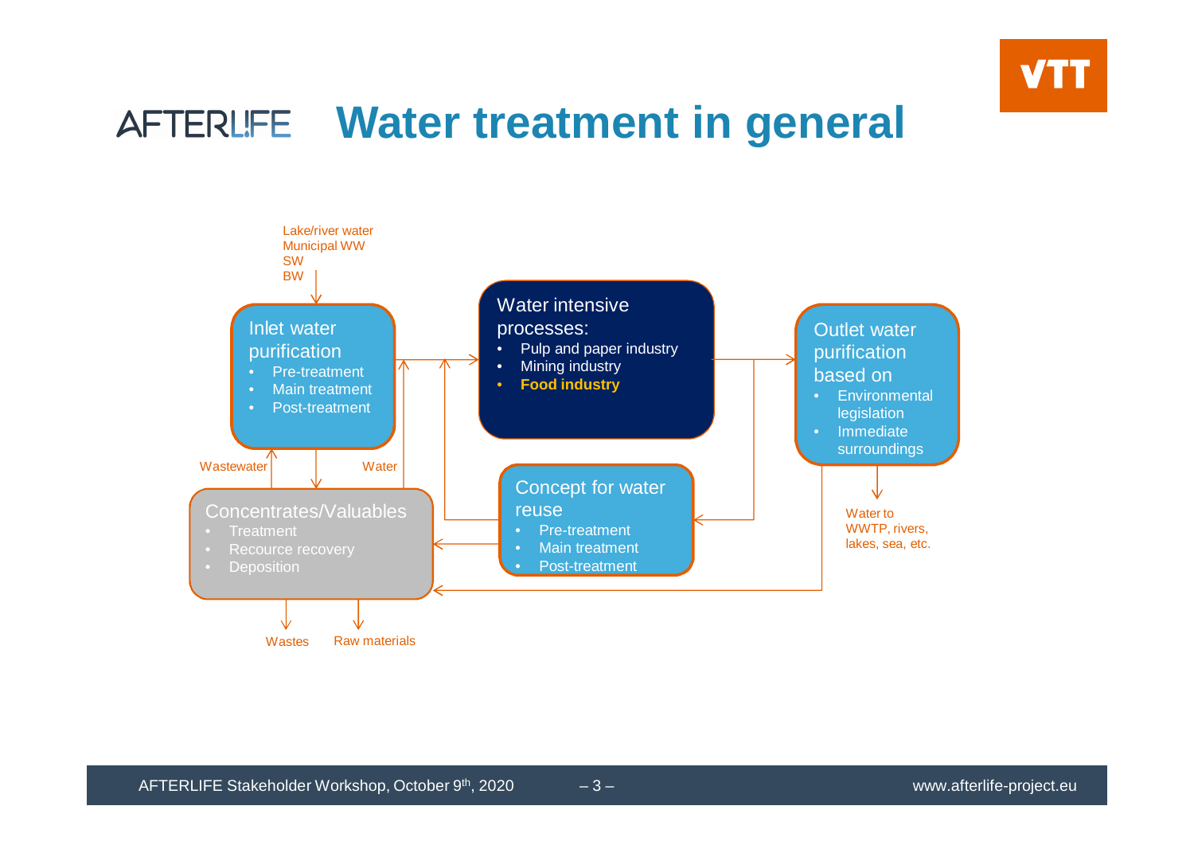# Water treatment in general

Lake/river water
Municipal WW
SW
BW

**Inlet water purification**
- Pre-treatment
- Main treatment
- Post-treatment

**Water intensive processes:**
- Pulp and paper industry
- Mining industry
- **Food industry**

**Outlet water purification based on**
- Environmental legislation
- Immediate surroundings

Water to WWTP, rivers, lakes, sea, etc.

Wastewater

Water

**Concentrates/Valuables**
- Treatment
- Recource recovery
- Deposition

**Concept for water reuse**
- Pre-treatment
- Main treatment
- Post-treatment

Wastes

Raw materials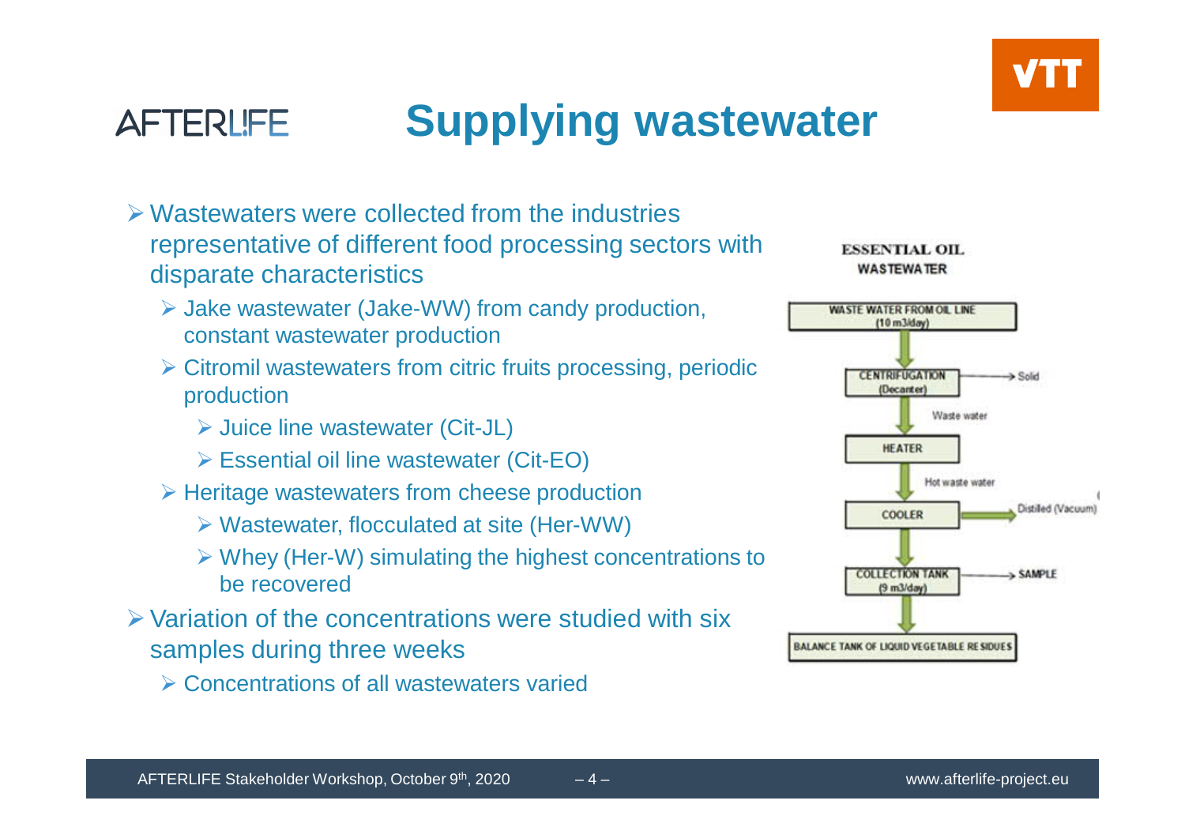# Supplying wastewater

- Wastewaters were collected from the industries representative of different food processing sectors with disparate characteristics
  - Jake wastewater (Jake-WW) from candy production, constant wastewater production
  - Citromil wastewaters from citric fruits processing, periodic production
    - Juice line wastewater (Cit-JL)
    - Essential oil line wastewater (Cit-EO)
  - Heritage wastewaters from cheese production
    - Wastewater, flocculated at site (Her-WW)
    - Whey (Her-W) simulating the highest concentrations to be recovered
- Variation of the concentrations were studied with six samples during three weeks
  - Concentrations of all wastewaters varied

**ESSENTIAL OIL WASTEWATER**

- WASTE WATER FROM OIL LINE (10 m3/day)
- ↓
- CENTRIFUGATION (Decanter) → Solid
- ↓ Waste water
- HEATER
- ↓ Hot waste water
- COOLER → Distilled (Vacuum)
- ↓
- COLLECTION TANK (9 m3/day) → SAMPLE
- ↓
- BALANCE TANK OF LIQUID VEGETABLE RESIDUES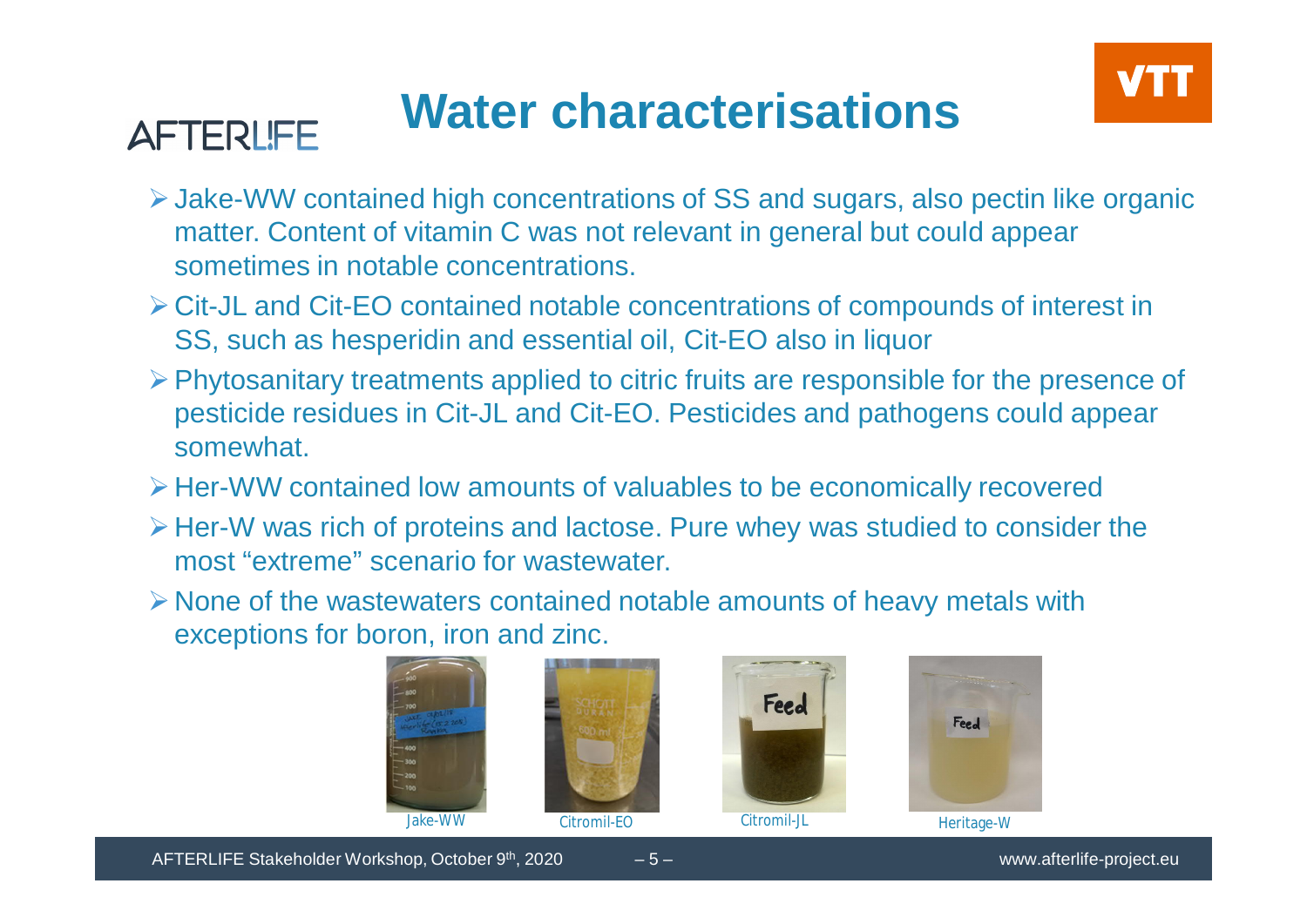# Water characterisations

- Jake-WW contained high concentrations of SS and sugars, also pectin like organic matter. Content of vitamin C was not relevant in general but could appear sometimes in notable concentrations.
- Cit-JL and Cit-EO contained notable concentrations of compounds of interest in SS, such as hesperidin and essential oil, Cit-EO also in liquor
- Phytosanitary treatments applied to citric fruits are responsible for the presence of pesticide residues in Cit-JL and Cit-EO. Pesticides and pathogens could appear somewhat.
- Her-WW contained low amounts of valuables to be economically recovered
- Her-W was rich of proteins and lactose. Pure whey was studied to consider the most "extreme" scenario for wastewater.
- None of the wastewaters contained notable amounts of heavy metals with exceptions for boron, iron and zinc.

Jake-WW

Citromil-EO

Citromil-JL

Heritage-W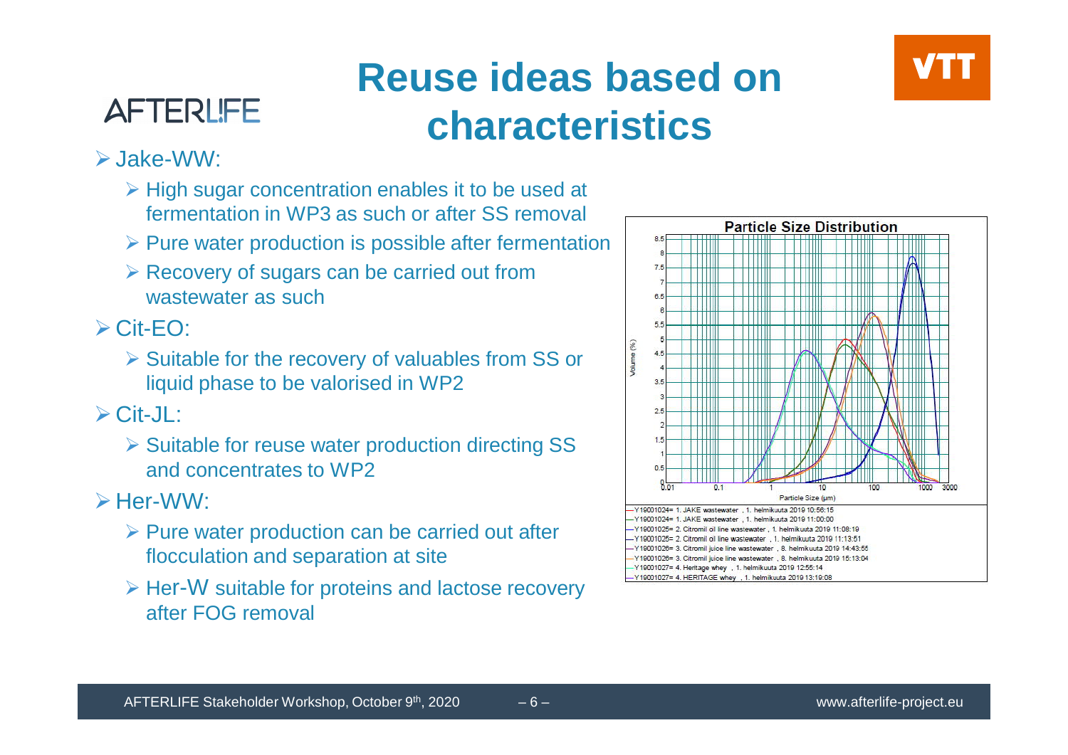# Reuse ideas based on characteristics

- Jake-WW:
  - High sugar concentration enables it to be used at fermentation in WP3 as such or after SS removal
  - Pure water production is possible after fermentation
  - Recovery of sugars can be carried out from wastewater as such
- Cit-EO:
  - Suitable for the recovery of valuables from SS or liquid phase to be valorised in WP2
- Cit-JL:
  - Suitable for reuse water production directing SS and concentrates to WP2
- Her-WW:
  - Pure water production can be carried out after flocculation and separation at site
  - Her-W suitable for proteins and lactose recovery after FOG removal

**Particle Size Distribution**

- Y19001024= 1. JAKE wastewater , 1. helmikuuta 2019 10:56:15
- Y19001024= 1. JAKE wastewater , 1. helmikuuta 2019 11:00:00
- Y19001025= 2. Citromil oil line wastewater , 1. helmikuuta 2019 11:08:19
- Y19001025= 2. Citromil oil line wastewater , 1. helmikuuta 2019 11:13:51
- Y19001026= 3. Citromil juice line wastewater , 8. helmikuuta 2019 14:43:55
- Y19001026= 3. Citromil juice line wastewater , 8. helmikuuta 2019 15:13:04
- Y19001027= 4. Heritage whey , 1. helmikuuta 2019 12:55:14
- Y19001027= 4. HERITAGE whey , 1. helmikuuta 2019 13:19:08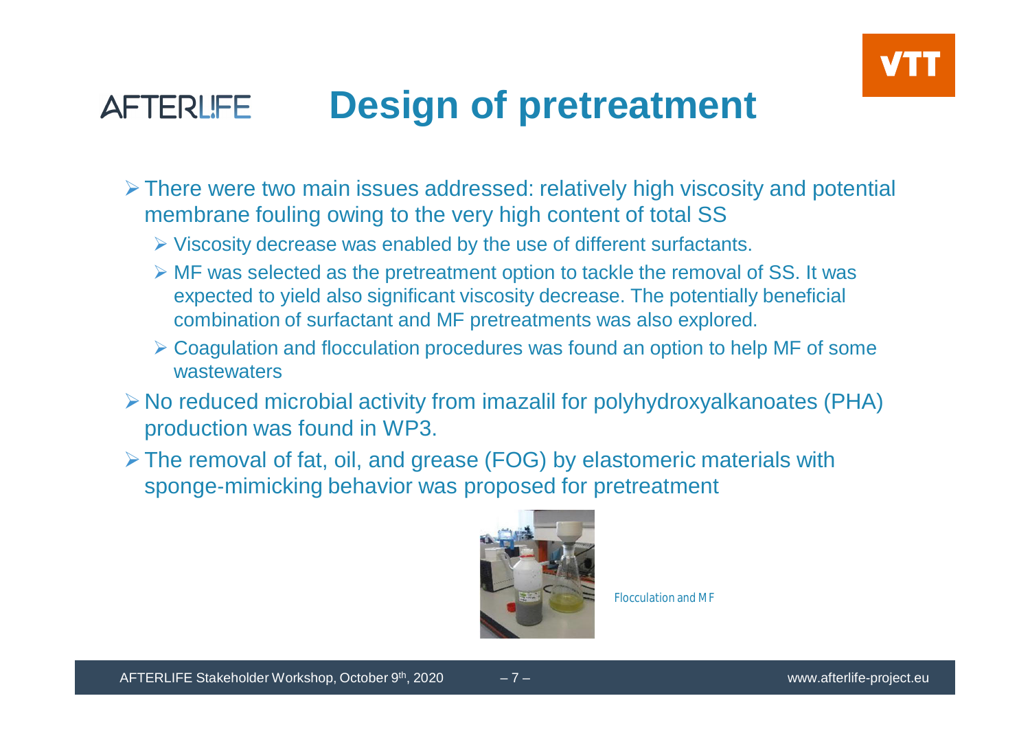# Design of pretreatment

- There were two main issues addressed: relatively high viscosity and potential membrane fouling owing to the very high content of total SS
  - Viscosity decrease was enabled by the use of different surfactants.
  - MF was selected as the pretreatment option to tackle the removal of SS. It was expected to yield also significant viscosity decrease. The potentially beneficial combination of surfactant and MF pretreatments was also explored.
  - Coagulation and flocculation procedures was found an option to help MF of some wastewaters
- No reduced microbial activity from imazalil for polyhydroxyalkanoates (PHA) production was found in WP3.
- The removal of fat, oil, and grease (FOG) by elastomeric materials with sponge-mimicking behavior was proposed for pretreatment

Flocculation and MF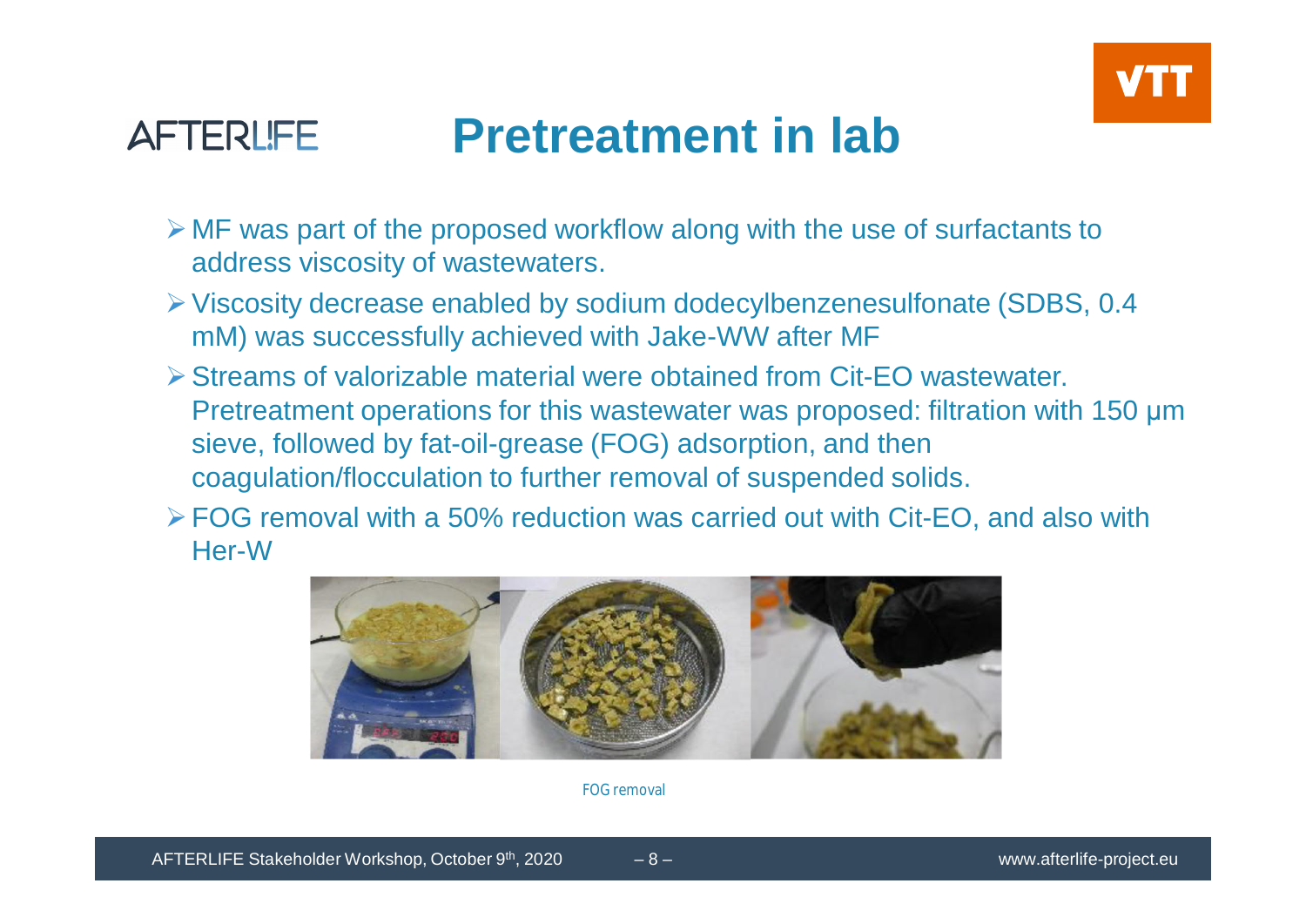# Pretreatment in lab

- MF was part of the proposed workflow along with the use of surfactants to address viscosity of wastewaters.
- Viscosity decrease enabled by sodium dodecylbenzenesulfonate (SDBS, 0.4 mM) was successfully achieved with Jake-WW after MF
- Streams of valorizable material were obtained from Cit-EO wastewater. Pretreatment operations for this wastewater was proposed: filtration with 150 µm sieve, followed by fat-oil-grease (FOG) adsorption, and then coagulation/flocculation to further removal of suspended solids.
- FOG removal with a 50% reduction was carried out with Cit-EO, and also with Her-W

FOG removal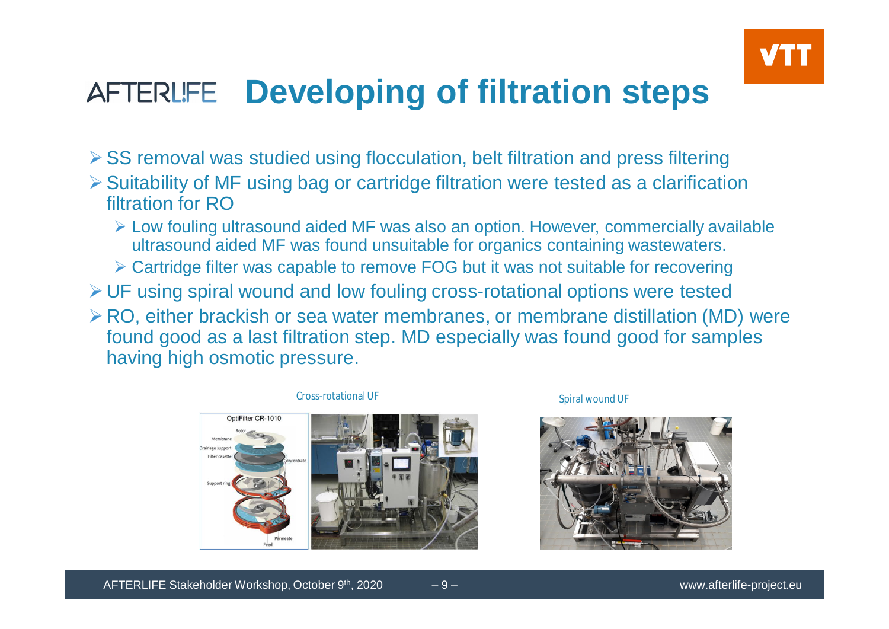# Developing of filtration steps

- SS removal was studied using flocculation, belt filtration and press filtering
- Suitability of MF using bag or cartridge filtration were tested as a clarification filtration for RO
  - Low fouling ultrasound aided MF was also an option. However, commercially available ultrasound aided MF was found unsuitable for organics containing wastewaters.
  - Cartridge filter was capable to remove FOG but it was not suitable for recovering
- UF using spiral wound and low fouling cross-rotational options were tested
- RO, either brackish or sea water membranes, or membrane distillation (MD) were found good as a last filtration step. MD especially was found good for samples having high osmotic pressure.

Cross-rotational UF

Spiral wound UF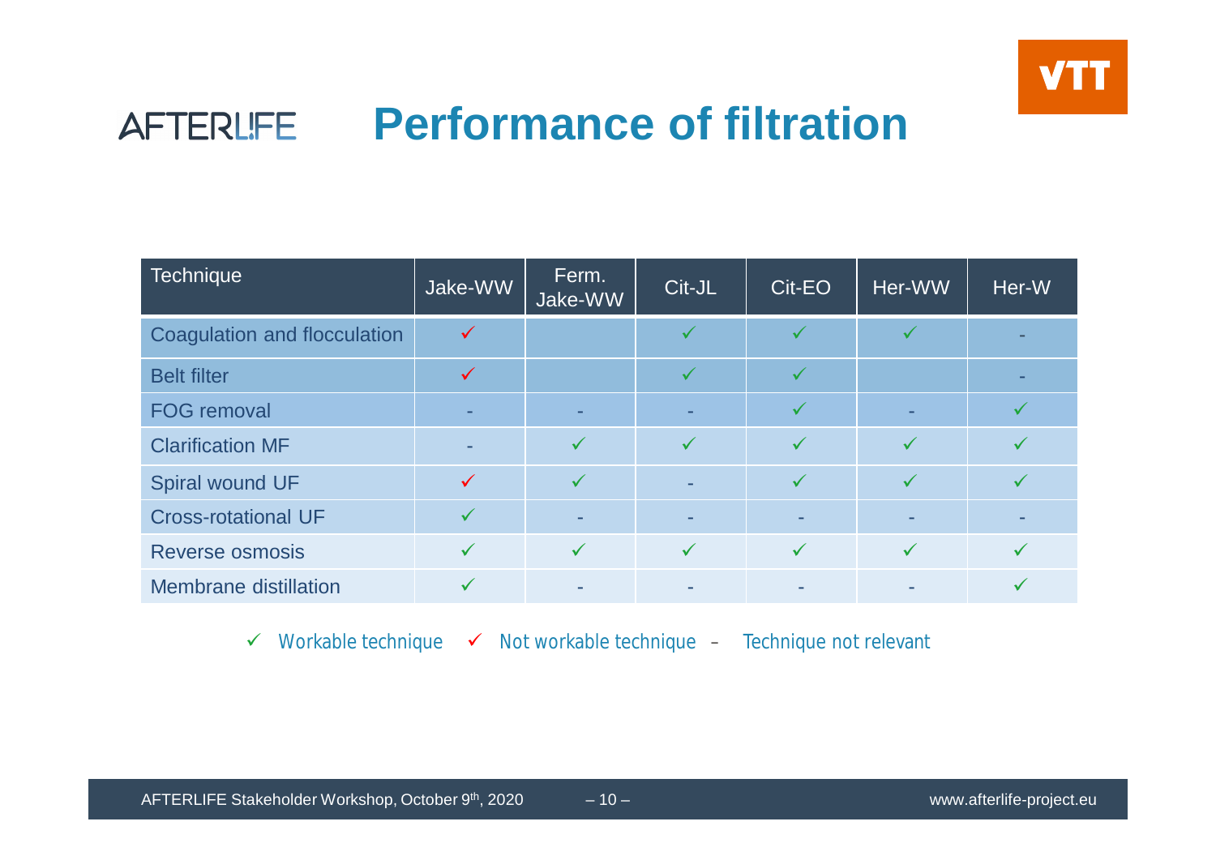# Performance of filtration

| Technique | Jake-WW | Ferm. Jake-WW | Cit-JL | Cit-EO | Her-WW | Her-W |
|---|---|---|---|---|---|---|
| Coagulation and flocculation | ✓ (not workable) | | ✓ | ✓ | ✓ | - |
| Belt filter | ✓ (not workable) | | ✓ | ✓ | | - |
| FOG removal | - | - | - | ✓ | - | ✓ |
| Clarification MF | - | ✓ | ✓ | ✓ | ✓ | ✓ |
| Spiral wound UF | ✓ (not workable) | ✓ | - | ✓ | ✓ | ✓ |
| Cross-rotational UF | ✓ | - | - | - | - | - |
| Reverse osmosis | ✓ | ✓ | ✓ | ✓ | ✓ | ✓ |
| Membrane distillation | ✓ | - | - | - | - | ✓ |

✓ Workable technique ✓ (red) Not workable technique – Technique not relevant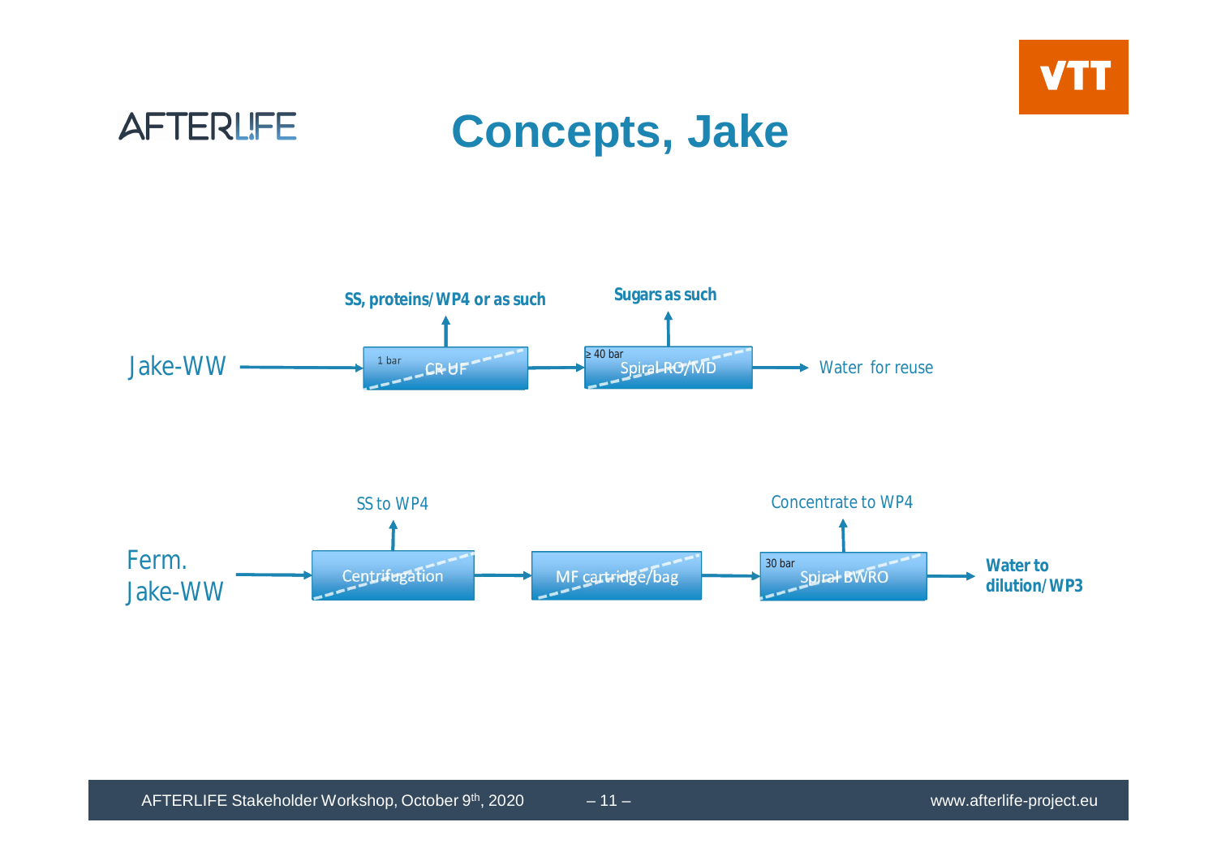# Concepts, Jake

Jake-WW → 1 bar CR-UF → ≥ 40 bar Spiral RO/MD → Water for reuse

- CR-UF → **SS, proteins/WP4 or as such**
- Spiral RO/MD → **Sugars as such**

Ferm. Jake-WW → Centrifugation → MF cartridge/bag → 30 bar Spiral BWRO → **Water to dilution/WP3**

- Centrifugation → SS to WP4
- Spiral BWRO → Concentrate to WP4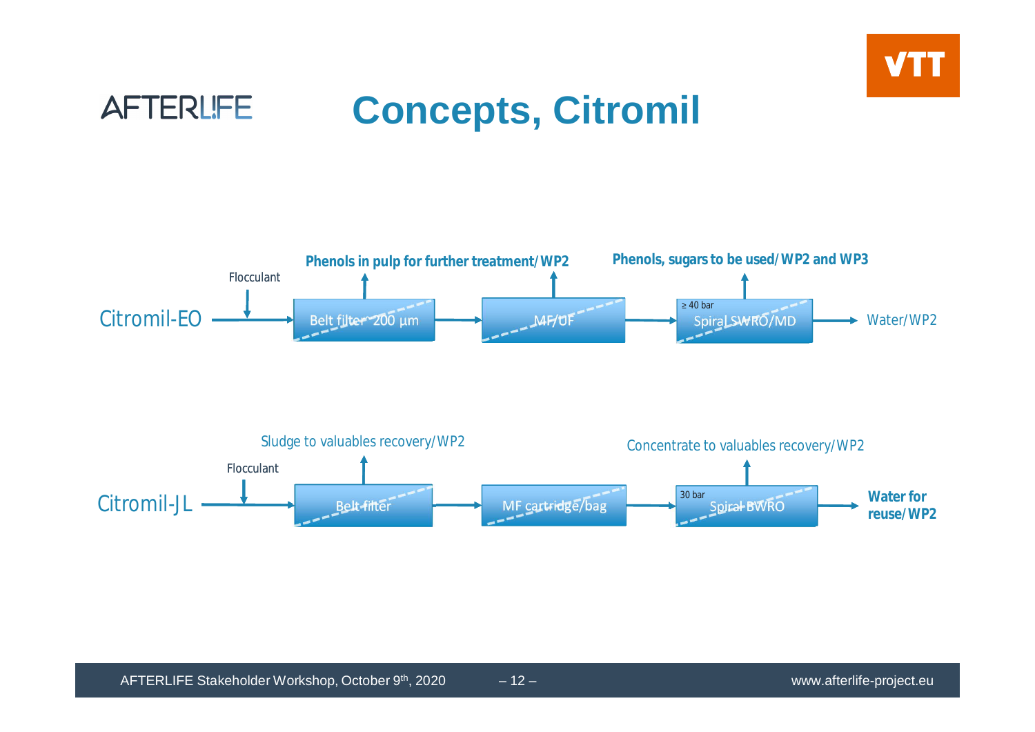# Concepts, Citromil

**Citromil-EO**

Citromil-EO → (Flocculant) → Belt filter 200 µm → MF/UF → Spiral SWRO/MD (≥ 40 bar) → Water/WP2

- Belt filter 200 µm: **Phenols in pulp for further treatment/WP2**
- Spiral SWRO/MD: **Phenols, sugars to be used/WP2 and WP3**

**Citromil-JL**

Citromil-JL → (Flocculant) → Belt filter → MF cartridge/bag → Spiral BWRO (30 bar) → **Water for reuse/WP2**

- Belt filter: Sludge to valuables recovery/WP2
- Spiral BWRO: Concentrate to valuables recovery/WP2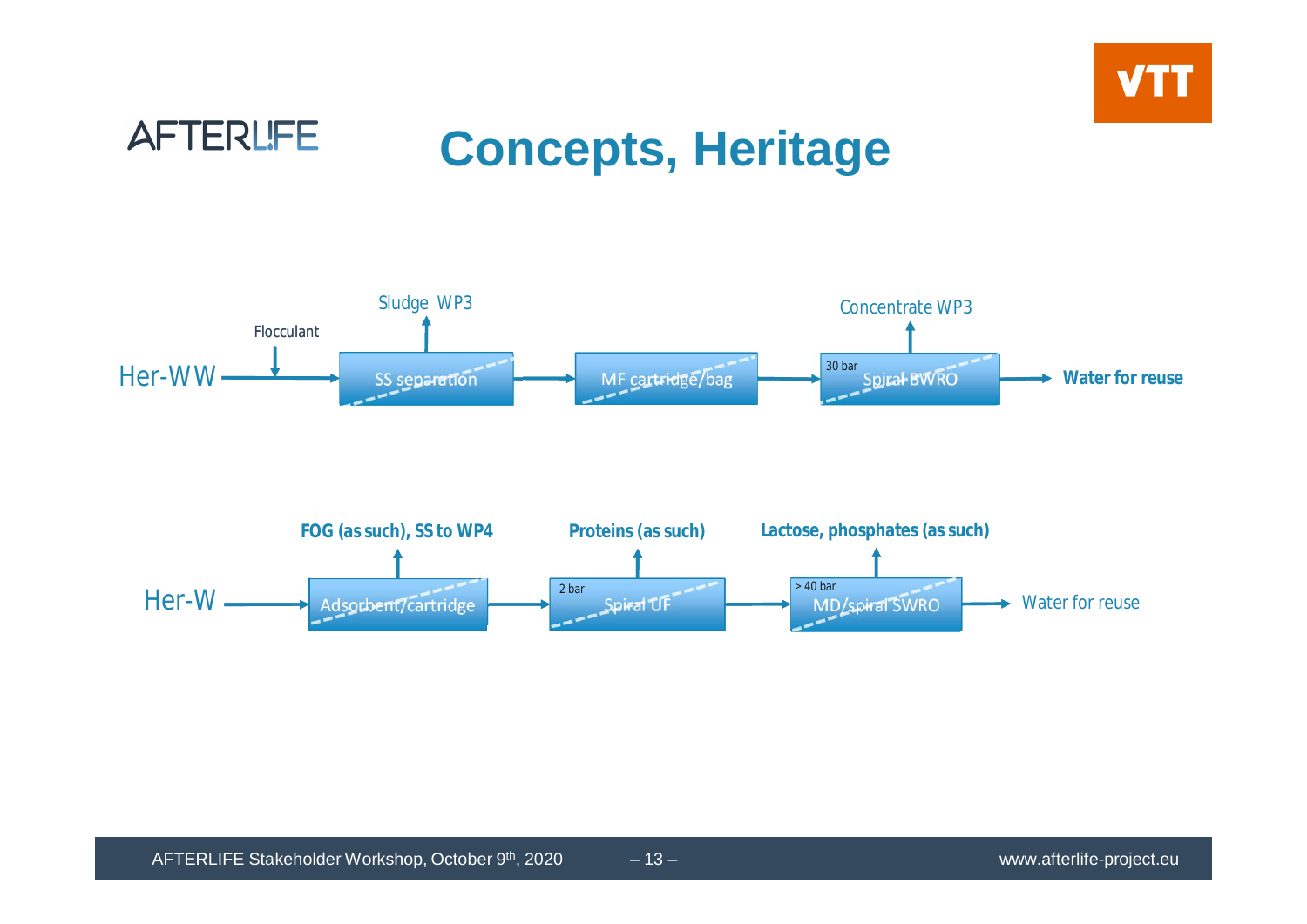# Concepts, Heritage

Her-WW → (Flocculant) → SS separation (→ Sludge WP3) → MF cartridge/bag → Spiral BWRO, 30 bar (→ Concentrate WP3) → **Water for reuse**

Her-W → Adsorbent/cartridge (→ **FOG (as such), SS to WP4**) → Spiral UF, 2 bar (→ **Proteins (as such)**) → MD/spiral SWRO, ≥ 40 bar (→ **Lactose, phosphates (as such)**) → Water for reuse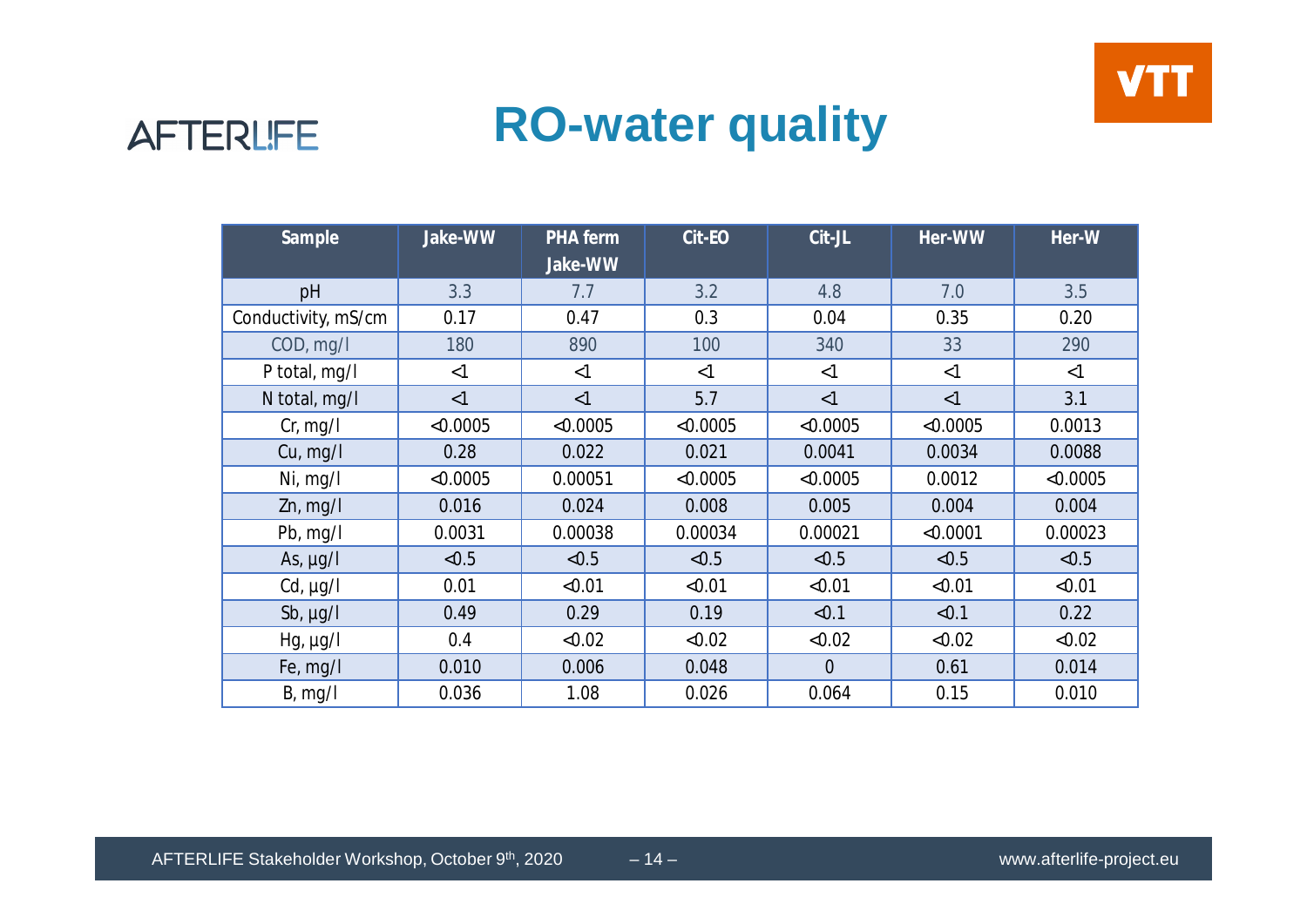# RO-water quality

| Sample | Jake-WW | PHA ferm Jake-WW | Cit-EO | Cit-JL | Her-WW | Her-W |
|---|---|---|---|---|---|---|
| pH | 3.3 | 7.7 | 3.2 | 4.8 | 7.0 | 3.5 |
| Conductivity, mS/cm | 0.17 | 0.47 | 0.3 | 0.04 | 0.35 | 0.20 |
| COD, mg/l | 180 | 890 | 100 | 340 | 33 | 290 |
| P total, mg/l | <1 | <1 | <1 | <1 | <1 | <1 |
| N total, mg/l | <1 | <1 | 5.7 | <1 | <1 | 3.1 |
| Cr, mg/l | <0.0005 | <0.0005 | <0.0005 | <0.0005 | <0.0005 | 0.0013 |
| Cu, mg/l | 0.28 | 0.022 | 0.021 | 0.0041 | 0.0034 | 0.0088 |
| Ni, mg/l | <0.0005 | 0.00051 | <0.0005 | <0.0005 | 0.0012 | <0.0005 |
| Zn, mg/l | 0.016 | 0.024 | 0.008 | 0.005 | 0.004 | 0.004 |
| Pb, mg/l | 0.0031 | 0.00038 | 0.00034 | 0.00021 | <0.0001 | 0.00023 |
| As, µg/l | <0.5 | <0.5 | <0.5 | <0.5 | <0.5 | <0.5 |
| Cd, µg/l | 0.01 | <0.01 | <0.01 | <0.01 | <0.01 | <0.01 |
| Sb, µg/l | 0.49 | 0.29 | 0.19 | <0.1 | <0.1 | 0.22 |
| Hg, µg/l | 0.4 | <0.02 | <0.02 | <0.02 | <0.02 | <0.02 |
| Fe, mg/l | 0.010 | 0.006 | 0.048 | 0 | 0.61 | 0.014 |
| B, mg/l | 0.036 | 1.08 | 0.026 | 0.064 | 0.15 | 0.010 |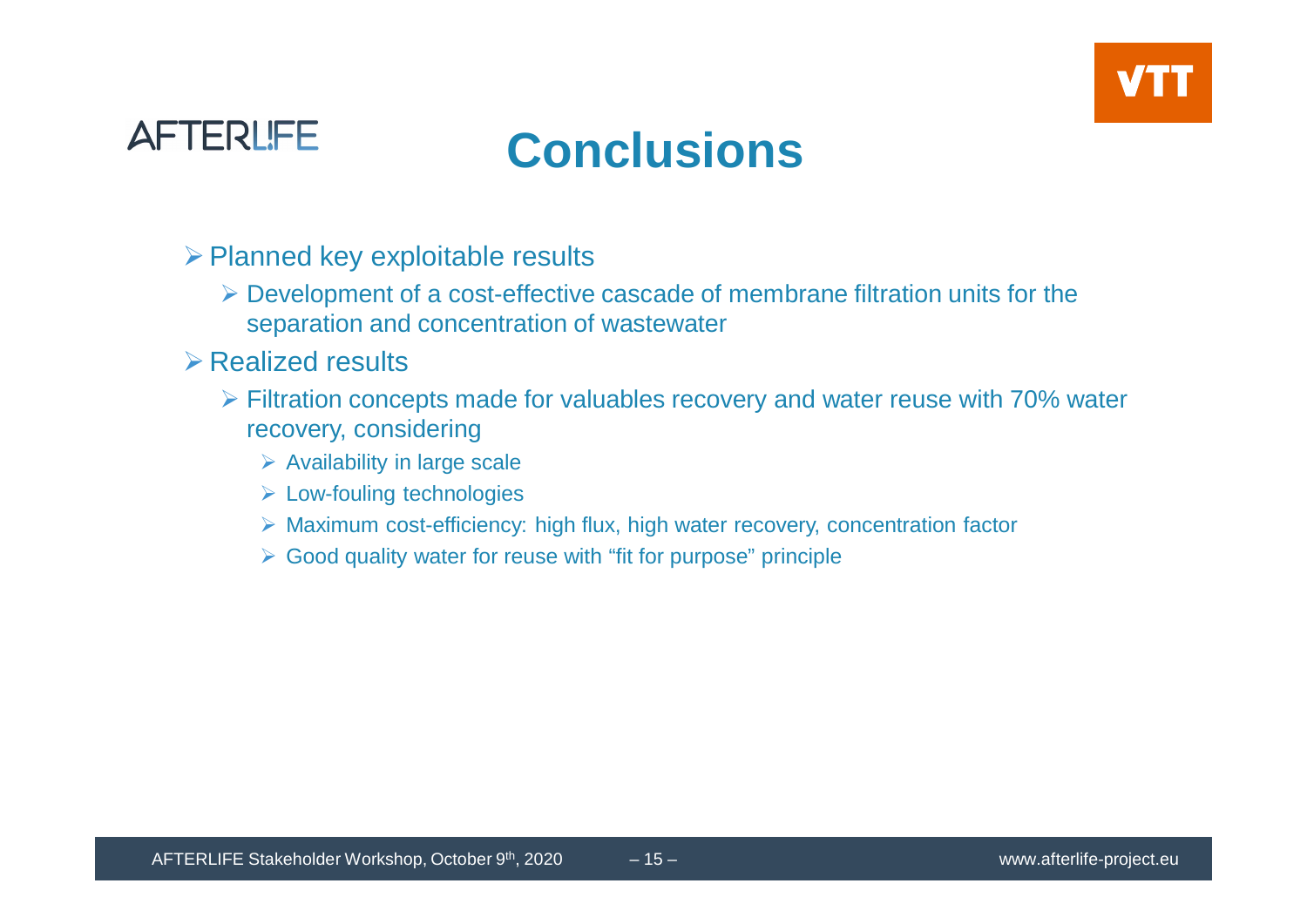# Conclusions

- Planned key exploitable results
  - Development of a cost-effective cascade of membrane filtration units for the separation and concentration of wastewater
- Realized results
  - Filtration concepts made for valuables recovery and water reuse with 70% water recovery, considering
    - Availability in large scale
    - Low-fouling technologies
    - Maximum cost-efficiency: high flux, high water recovery, concentration factor
    - Good quality water for reuse with “fit for purpose” principle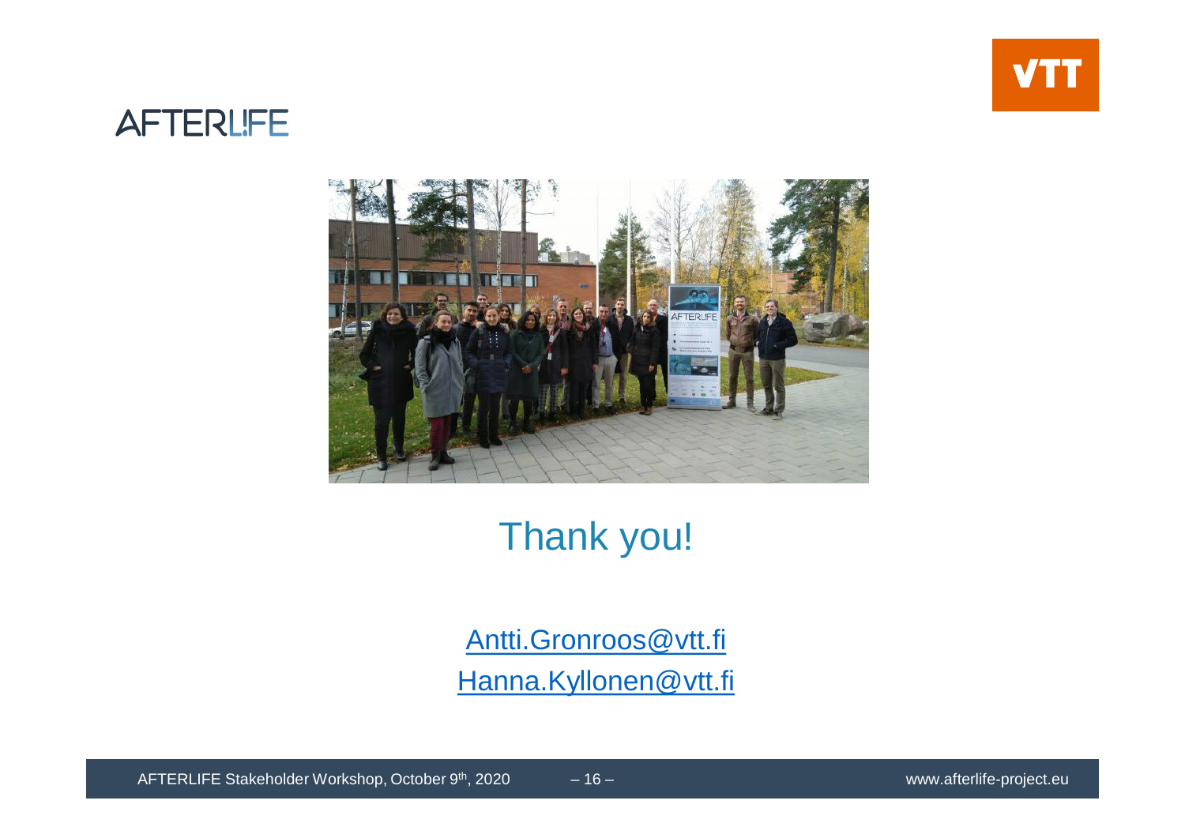AFTERLIFE

# Thank you!

Antti.Gronroos@vtt.fi

Hanna.Kyllonen@vtt.fi